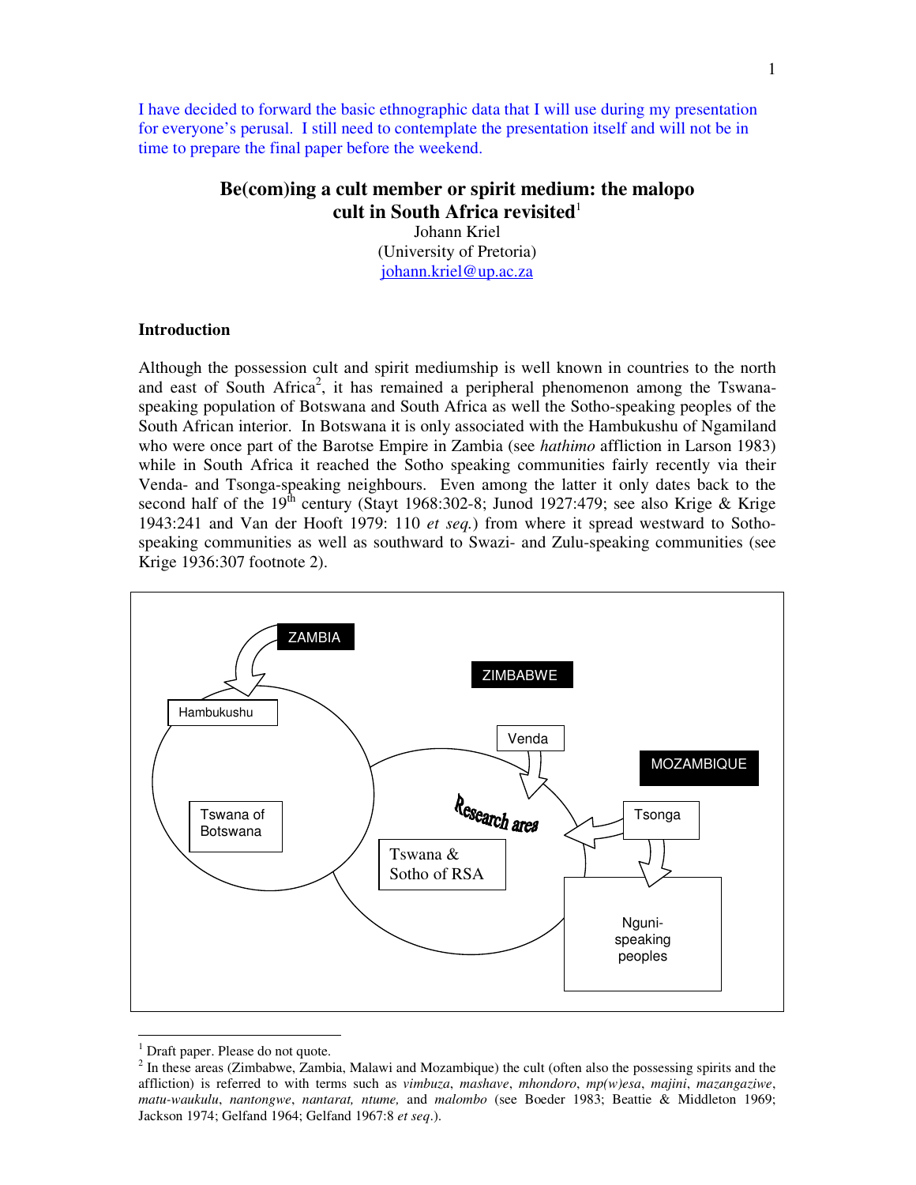I have decided to forward the basic ethnographic data that I will use during my presentation for everyone's perusal. I still need to contemplate the presentation itself and will not be in time to prepare the final paper before the weekend.

# Be(com)ing a cult member or spirit medium: the malopo cult in South Africa revisited[1]

Johann Kriel
(University of Pretoria)
johann.kriel@up.ac.za

## Introduction

Although the possession cult and spirit mediumship is well known in countries to the north and east of South Africa[2], it has remained a peripheral phenomenon among the Tswana-speaking population of Botswana and South Africa as well the Sotho-speaking peoples of the South African interior. In Botswana it is only associated with the Hambukushu of Ngamiland who were once part of the Barotse Empire in Zambia (see *hathimo* affliction in Larson 1983) while in South Africa it reached the Sotho speaking communities fairly recently via their Venda- and Tsonga-speaking neighbours. Even among the latter it only dates back to the second half of the 19th century (Stayt 1968:302-8; Junod 1927:479; see also Krige & Krige 1943:241 and Van der Hooft 1979: 110 *et seq.*) from where it spread westward to Sotho-speaking communities as well as southward to Swazi- and Zulu-speaking communities (see Krige 1936:307 footnote 2).

---

[1] Draft paper. Please do not quote.

[2] In these areas (Zimbabwe, Zambia, Malawi and Mozambique) the cult (often also the possessing spirits and the affliction) is referred to with terms such as *vimbuza*, *mashave*, *mhondoro*, *mp(w)esa*, *majini*, *mazangaziwe*, *matu-waukulu*, *nantongwe*, *nantarat, ntume,* and *malombo* (see Boeder 1983; Beattie & Middleton 1969; Jackson 1974; Gelfand 1964; Gelfand 1967:8 *et seq.*).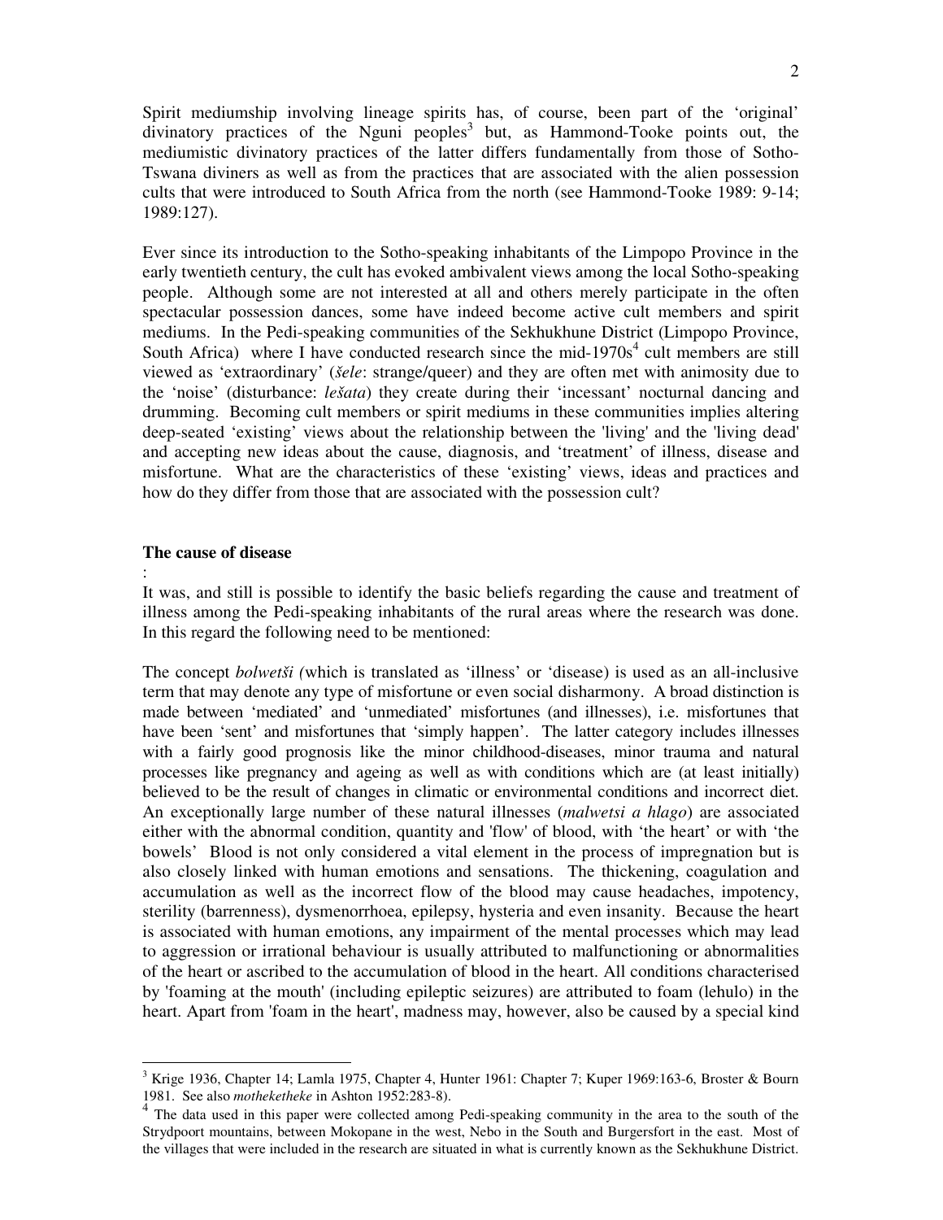Spirit mediumship involving lineage spirits has, of course, been part of the 'original' divinatory practices of the Nguni peoples[3] but, as Hammond-Tooke points out, the mediumistic divinatory practices of the latter differs fundamentally from those of Sotho-Tswana diviners as well as from the practices that are associated with the alien possession cults that were introduced to South Africa from the north (see Hammond-Tooke 1989: 9-14; 1989:127).

Ever since its introduction to the Sotho-speaking inhabitants of the Limpopo Province in the early twentieth century, the cult has evoked ambivalent views among the local Sotho-speaking people. Although some are not interested at all and others merely participate in the often spectacular possession dances, some have indeed become active cult members and spirit mediums. In the Pedi-speaking communities of the Sekhukhune District (Limpopo Province, South Africa) where I have conducted research since the mid-1970s[4] cult members are still viewed as 'extraordinary' (*šele*: strange/queer) and they are often met with animosity due to the 'noise' (disturbance: *lešata*) they create during their 'incessant' nocturnal dancing and drumming. Becoming cult members or spirit mediums in these communities implies altering deep-seated 'existing' views about the relationship between the 'living' and the 'living dead' and accepting new ideas about the cause, diagnosis, and 'treatment' of illness, disease and misfortune. What are the characteristics of these 'existing' views, ideas and practices and how do they differ from those that are associated with the possession cult?

**The cause of disease**

:

It was, and still is possible to identify the basic beliefs regarding the cause and treatment of illness among the Pedi-speaking inhabitants of the rural areas where the research was done. In this regard the following need to be mentioned:

The concept *bolwetši (*which is translated as 'illness' or 'disease) is used as an all-inclusive term that may denote any type of misfortune or even social disharmony. A broad distinction is made between 'mediated' and 'unmediated' misfortunes (and illnesses), i.e. misfortunes that have been 'sent' and misfortunes that 'simply happen'. The latter category includes illnesses with a fairly good prognosis like the minor childhood-diseases, minor trauma and natural processes like pregnancy and ageing as well as with conditions which are (at least initially) believed to be the result of changes in climatic or environmental conditions and incorrect diet. An exceptionally large number of these natural illnesses (*malwetsi a hlago*) are associated either with the abnormal condition, quantity and 'flow' of blood, with 'the heart' or with 'the bowels' Blood is not only considered a vital element in the process of impregnation but is also closely linked with human emotions and sensations. The thickening, coagulation and accumulation as well as the incorrect flow of the blood may cause headaches, impotency, sterility (barrenness), dysmenorrhoea, epilepsy, hysteria and even insanity. Because the heart is associated with human emotions, any impairment of the mental processes which may lead to aggression or irrational behaviour is usually attributed to malfunctioning or abnormalities of the heart or ascribed to the accumulation of blood in the heart. All conditions characterised by 'foaming at the mouth' (including epileptic seizures) are attributed to foam (lehulo) in the heart. Apart from 'foam in the heart', madness may, however, also be caused by a special kind

[3] Krige 1936, Chapter 14; Lamla 1975, Chapter 4, Hunter 1961: Chapter 7; Kuper 1969:163-6, Broster & Bourn 1981. See also *motheketheke* in Ashton 1952:283-8).

[4] The data used in this paper were collected among Pedi-speaking community in the area to the south of the Strydpoort mountains, between Mokopane in the west, Nebo in the South and Burgersfort in the east. Most of the villages that were included in the research are situated in what is currently known as the Sekhukhune District.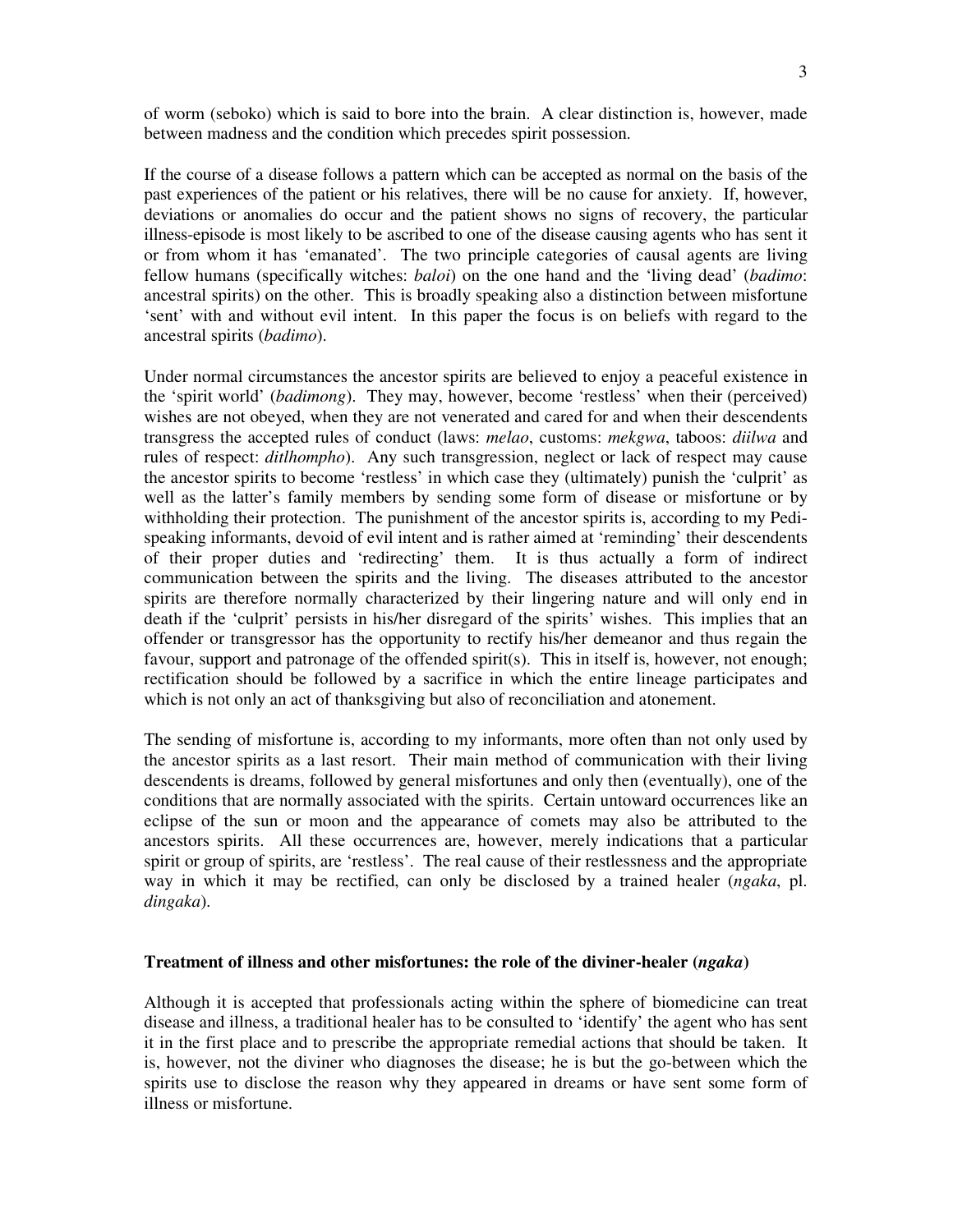of worm (seboko) which is said to bore into the brain. A clear distinction is, however, made between madness and the condition which precedes spirit possession.

If the course of a disease follows a pattern which can be accepted as normal on the basis of the past experiences of the patient or his relatives, there will be no cause for anxiety. If, however, deviations or anomalies do occur and the patient shows no signs of recovery, the particular illness-episode is most likely to be ascribed to one of the disease causing agents who has sent it or from whom it has 'emanated'. The two principle categories of causal agents are living fellow humans (specifically witches: *baloi*) on the one hand and the 'living dead' (*badimo*: ancestral spirits) on the other. This is broadly speaking also a distinction between misfortune 'sent' with and without evil intent. In this paper the focus is on beliefs with regard to the ancestral spirits (*badimo*).

Under normal circumstances the ancestor spirits are believed to enjoy a peaceful existence in the 'spirit world' (*badimong*). They may, however, become 'restless' when their (perceived) wishes are not obeyed, when they are not venerated and cared for and when their descendents transgress the accepted rules of conduct (laws: *melao*, customs: *mekgwa*, taboos: *diilwa* and rules of respect: *ditlhompho*). Any such transgression, neglect or lack of respect may cause the ancestor spirits to become 'restless' in which case they (ultimately) punish the 'culprit' as well as the latter's family members by sending some form of disease or misfortune or by withholding their protection. The punishment of the ancestor spirits is, according to my Pedi-speaking informants, devoid of evil intent and is rather aimed at 'reminding' their descendents of their proper duties and 'redirecting' them. It is thus actually a form of indirect communication between the spirits and the living. The diseases attributed to the ancestor spirits are therefore normally characterized by their lingering nature and will only end in death if the 'culprit' persists in his/her disregard of the spirits' wishes. This implies that an offender or transgressor has the opportunity to rectify his/her demeanor and thus regain the favour, support and patronage of the offended spirit(s). This in itself is, however, not enough; rectification should be followed by a sacrifice in which the entire lineage participates and which is not only an act of thanksgiving but also of reconciliation and atonement.

The sending of misfortune is, according to my informants, more often than not only used by the ancestor spirits as a last resort. Their main method of communication with their living descendents is dreams, followed by general misfortunes and only then (eventually), one of the conditions that are normally associated with the spirits. Certain untoward occurrences like an eclipse of the sun or moon and the appearance of comets may also be attributed to the ancestors spirits. All these occurrences are, however, merely indications that a particular spirit or group of spirits, are 'restless'. The real cause of their restlessness and the appropriate way in which it may be rectified, can only be disclosed by a trained healer (*ngaka*, pl. *dingaka*).

## Treatment of illness and other misfortunes: the role of the diviner-healer (*ngaka*)

Although it is accepted that professionals acting within the sphere of biomedicine can treat disease and illness, a traditional healer has to be consulted to 'identify' the agent who has sent it in the first place and to prescribe the appropriate remedial actions that should be taken. It is, however, not the diviner who diagnoses the disease; he is but the go-between which the spirits use to disclose the reason why they appeared in dreams or have sent some form of illness or misfortune.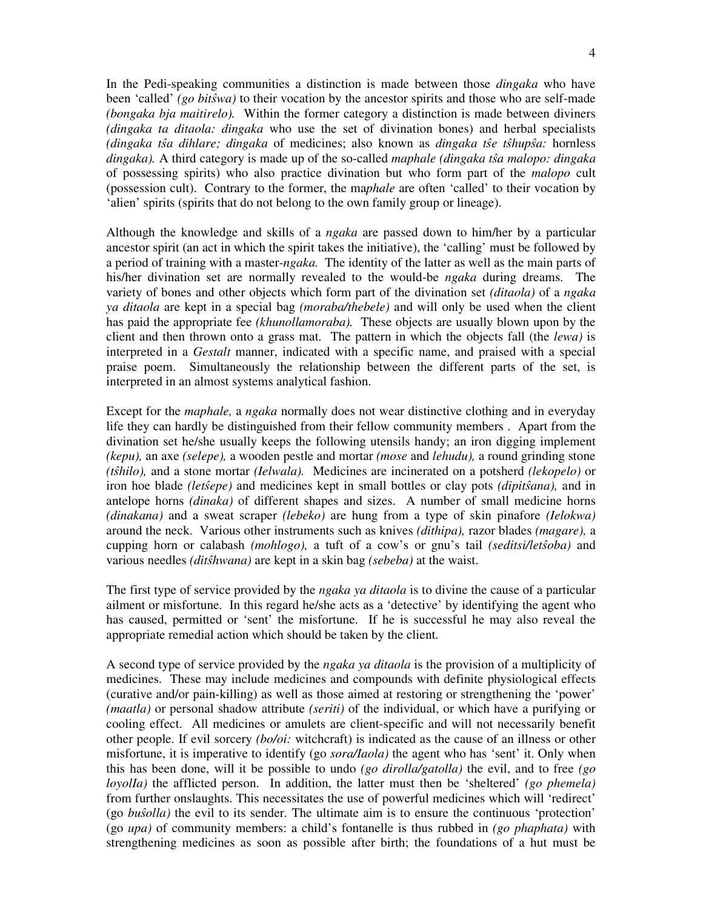In the Pedi-speaking communities a distinction is made between those *dingaka* who have been 'called' *(go bitŝwa)* to their vocation by the ancestor spirits and those who are self-made *(bongaka bja maitirelo).* Within the former category a distinction is made between diviners *(dingaka ta ditaola: dingaka* who use the set of divination bones) and herbal specialists *(dingaka tŝa dihlare; dingaka* of medicines; also known as *dingaka tŝe tŝhupŝa:* hornless *dingaka).* A third category is made up of the so-called *maphale (dingaka tŝa malopo: dingaka* of possessing spirits) who also practice divination but who form part of the *malopo* cult (possession cult). Contrary to the former, the ma*phale* are often 'called' to their vocation by 'alien' spirits (spirits that do not belong to the own family group or lineage).

Although the knowledge and skills of a *ngaka* are passed down to him/her by a particular ancestor spirit (an act in which the spirit takes the initiative), the 'calling' must be followed by a period of training with a master-*ngaka.* The identity of the latter as well as the main parts of his/her divination set are normally revealed to the would-be *ngaka* during dreams. The variety of bones and other objects which form part of the divination set *(ditaola)* of a *ngaka ya ditaola* are kept in a special bag *(moraba/thebele)* and will only be used when the client has paid the appropriate fee *(khunollamoraba).* These objects are usually blown upon by the client and then thrown onto a grass mat. The pattern in which the objects fall (the *lewa)* is interpreted in a *Gestalt* manner, indicated with a specific name, and praised with a special praise poem. Simultaneously the relationship between the different parts of the set, is interpreted in an almost systems analytical fashion.

Except for the *maphale,* a *ngaka* normally does not wear distinctive clothing and in everyday life they can hardly be distinguished from their fellow community members . Apart from the divination set he/she usually keeps the following utensils handy; an iron digging implement *(kepu),* an axe *(selepe),* a wooden pestle and mortar *(mose* and *lehudu),* a round grinding stone *(tŝhilo),* and a stone mortar *(Ielwala).* Medicines are incinerated on a potsherd *(lekopelo)* or iron hoe blade *(letŝepe)* and medicines kept in small bottles or clay pots *(dipitŝana),* and in antelope horns *(dinaka)* of different shapes and sizes. A number of small medicine horns *(dinakana)* and a sweat scraper *(lebeko)* are hung from a type of skin pinafore *(Ielokwa)* around the neck. Various other instruments such as knives *(dithipa),* razor blades *(magare),* a cupping horn or calabash *(mohlogo),* a tuft of a cow's or gnu's tail *(seditsi/letŝoba)* and various needles *(ditŝhwana)* are kept in a skin bag *(sebeba)* at the waist.

The first type of service provided by the *ngaka ya ditaola* is to divine the cause of a particular ailment or misfortune. In this regard he/she acts as a 'detective' by identifying the agent who has caused, permitted or 'sent' the misfortune. If he is successful he may also reveal the appropriate remedial action which should be taken by the client.

A second type of service provided by the *ngaka ya ditaola* is the provision of a multiplicity of medicines. These may include medicines and compounds with definite physiological effects (curative and/or pain-killing) as well as those aimed at restoring or strengthening the 'power' *(maatla)* or personal shadow attribute *(seriti)* of the individual, or which have a purifying or cooling effect. All medicines or amulets are client-specific and will not necessarily benefit other people. If evil sorcery *(bo/oi:* witchcraft) is indicated as the cause of an illness or other misfortune, it is imperative to identify (go *sora/Iaola)* the agent who has 'sent' it. Only when this has been done, will it be possible to undo *(go dirolla/gatolla)* the evil, and to free *(go loyolIa)* the afflicted person. In addition, the latter must then be 'sheltered' *(go phemela)* from further onslaughts. This necessitates the use of powerful medicines which will 'redirect' (go *buŝolla)* the evil to its sender. The ultimate aim is to ensure the continuous 'protection' (go *upa)* of community members: a child's fontanelle is thus rubbed in *(go phaphata)* with strengthening medicines as soon as possible after birth; the foundations of a hut must be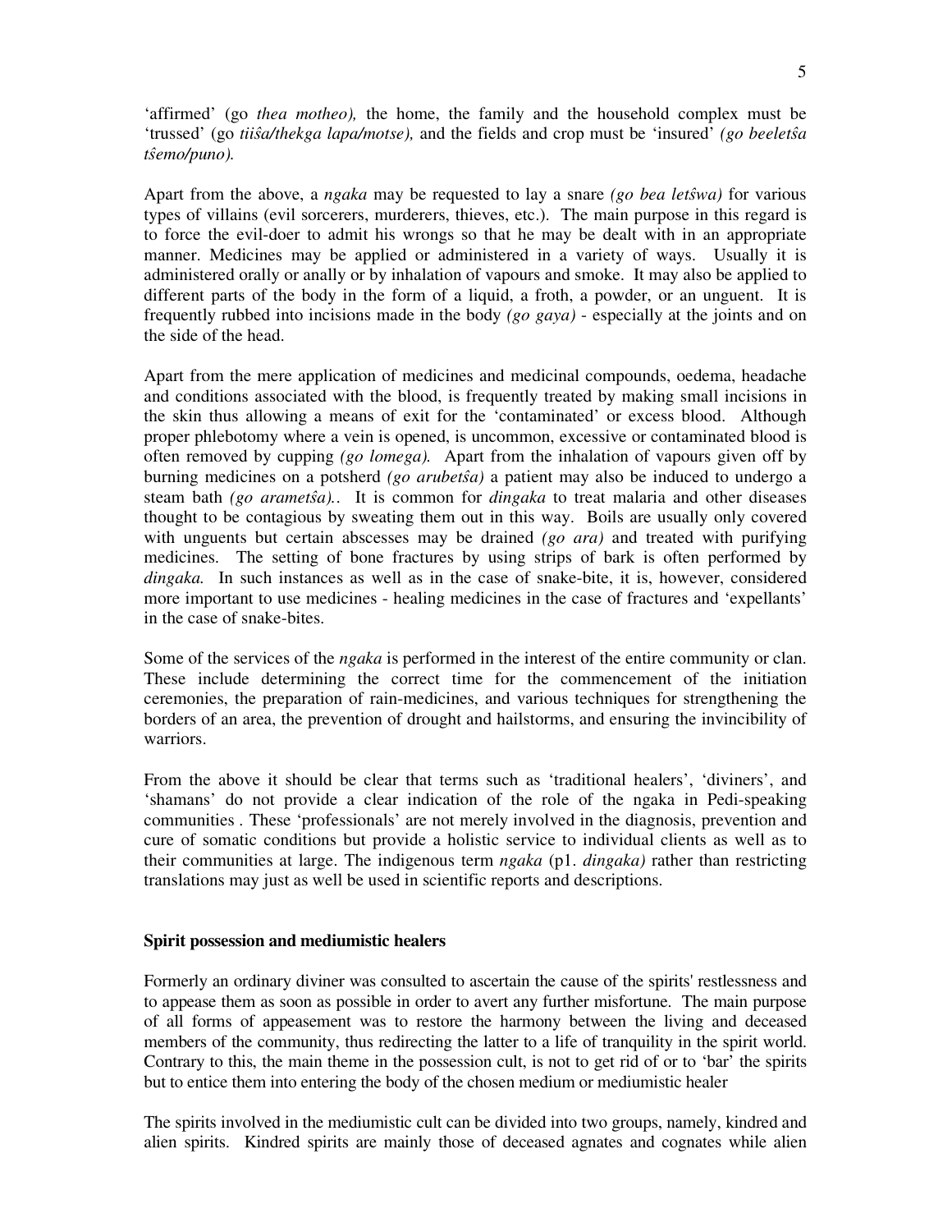‘affirmed’ (go *thea motheo),* the home, the family and the household complex must be ‘trussed’ (go *tiiŝa/thekga lapa/motse),* and the fields and crop must be ‘insured’ *(go beeletŝa tŝemo/puno).*

Apart from the above, a *ngaka* may be requested to lay a snare *(go bea letŝwa)* for various types of villains (evil sorcerers, murderers, thieves, etc.). The main purpose in this regard is to force the evil-doer to admit his wrongs so that he may be dealt with in an appropriate manner. Medicines may be applied or administered in a variety of ways. Usually it is administered orally or anally or by inhalation of vapours and smoke. It may also be applied to different parts of the body in the form of a liquid, a froth, a powder, or an unguent. It is frequently rubbed into incisions made in the body *(go gaya)* - especially at the joints and on the side of the head.

Apart from the mere application of medicines and medicinal compounds, oedema, headache and conditions associated with the blood, is frequently treated by making small incisions in the skin thus allowing a means of exit for the ‘contaminated’ or excess blood. Although proper phlebotomy where a vein is opened, is uncommon, excessive or contaminated blood is often removed by cupping *(go lomega).* Apart from the inhalation of vapours given off by burning medicines on a potsherd *(go arubetŝa)* a patient may also be induced to undergo a steam bath *(go arametŝa).*. It is common for *dingaka* to treat malaria and other diseases thought to be contagious by sweating them out in this way. Boils are usually only covered with unguents but certain abscesses may be drained *(go ara)* and treated with purifying medicines. The setting of bone fractures by using strips of bark is often performed by *dingaka.* In such instances as well as in the case of snake-bite, it is, however, considered more important to use medicines - healing medicines in the case of fractures and ‘expellants’ in the case of snake-bites.

Some of the services of the *ngaka* is performed in the interest of the entire community or clan. These include determining the correct time for the commencement of the initiation ceremonies, the preparation of rain-medicines, and various techniques for strengthening the borders of an area, the prevention of drought and hailstorms, and ensuring the invincibility of warriors.

From the above it should be clear that terms such as ‘traditional healers’, ‘diviners’, and ‘shamans’ do not provide a clear indication of the role of the ngaka in Pedi-speaking communities . These ‘professionals’ are not merely involved in the diagnosis, prevention and cure of somatic conditions but provide a holistic service to individual clients as well as to their communities at large. The indigenous term *ngaka* (p1. *dingaka)* rather than restricting translations may just as well be used in scientific reports and descriptions.

**Spirit possession and mediumistic healers**

Formerly an ordinary diviner was consulted to ascertain the cause of the spirits' restlessness and to appease them as soon as possible in order to avert any further misfortune. The main purpose of all forms of appeasement was to restore the harmony between the living and deceased members of the community, thus redirecting the latter to a life of tranquility in the spirit world. Contrary to this, the main theme in the possession cult, is not to get rid of or to ‘bar’ the spirits but to entice them into entering the body of the chosen medium or mediumistic healer

The spirits involved in the mediumistic cult can be divided into two groups, namely, kindred and alien spirits. Kindred spirits are mainly those of deceased agnates and cognates while alien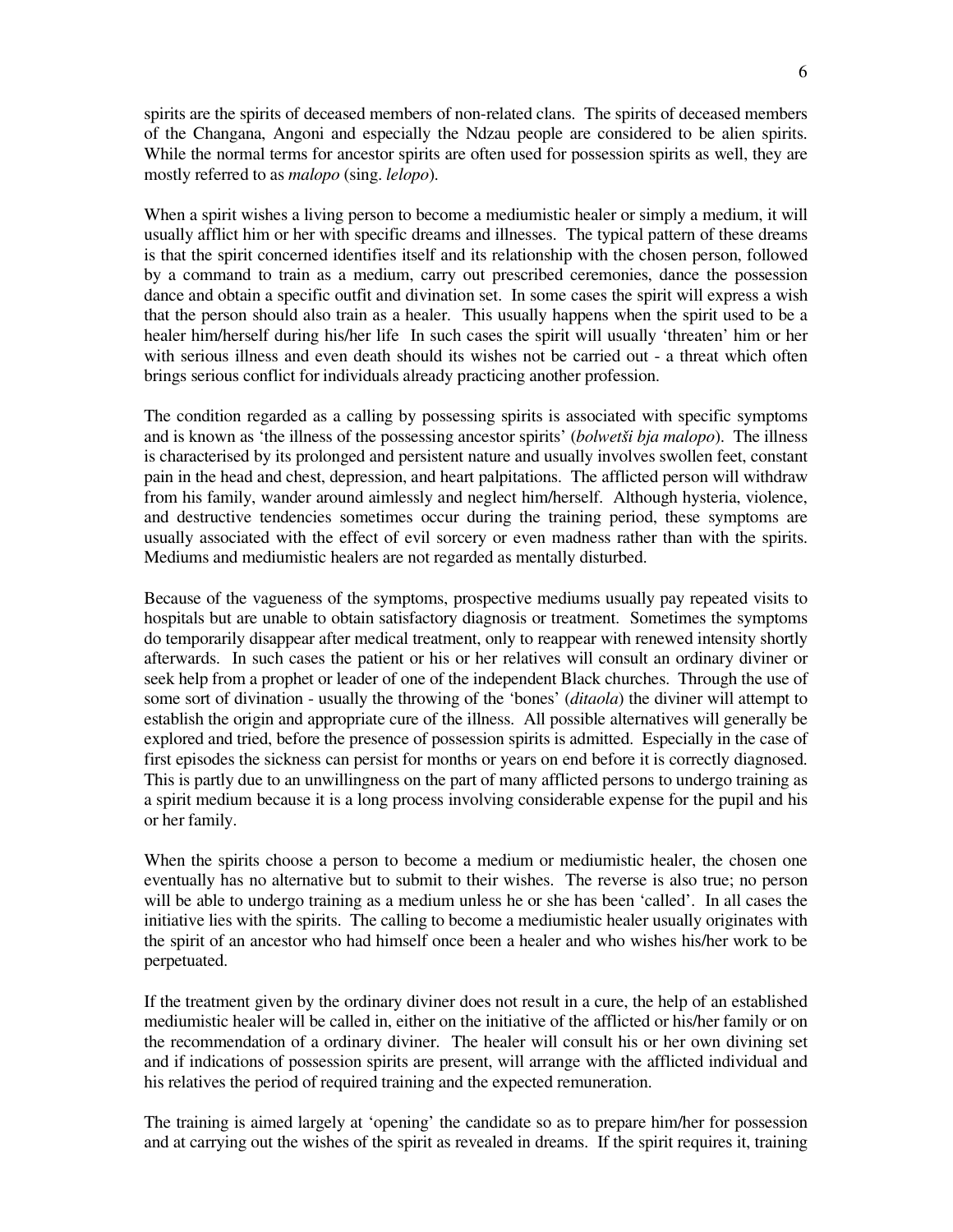spirits are the spirits of deceased members of non-related clans. The spirits of deceased members of the Changana, Angoni and especially the Ndzau people are considered to be alien spirits. While the normal terms for ancestor spirits are often used for possession spirits as well, they are mostly referred to as *malopo* (sing. *lelopo*).

When a spirit wishes a living person to become a mediumistic healer or simply a medium, it will usually afflict him or her with specific dreams and illnesses. The typical pattern of these dreams is that the spirit concerned identifies itself and its relationship with the chosen person, followed by a command to train as a medium, carry out prescribed ceremonies, dance the possession dance and obtain a specific outfit and divination set. In some cases the spirit will express a wish that the person should also train as a healer. This usually happens when the spirit used to be a healer him/herself during his/her life In such cases the spirit will usually 'threaten' him or her with serious illness and even death should its wishes not be carried out - a threat which often brings serious conflict for individuals already practicing another profession.

The condition regarded as a calling by possessing spirits is associated with specific symptoms and is known as 'the illness of the possessing ancestor spirits' (*bolwetši bja malopo*). The illness is characterised by its prolonged and persistent nature and usually involves swollen feet, constant pain in the head and chest, depression, and heart palpitations. The afflicted person will withdraw from his family, wander around aimlessly and neglect him/herself. Although hysteria, violence, and destructive tendencies sometimes occur during the training period, these symptoms are usually associated with the effect of evil sorcery or even madness rather than with the spirits. Mediums and mediumistic healers are not regarded as mentally disturbed.

Because of the vagueness of the symptoms, prospective mediums usually pay repeated visits to hospitals but are unable to obtain satisfactory diagnosis or treatment. Sometimes the symptoms do temporarily disappear after medical treatment, only to reappear with renewed intensity shortly afterwards. In such cases the patient or his or her relatives will consult an ordinary diviner or seek help from a prophet or leader of one of the independent Black churches. Through the use of some sort of divination - usually the throwing of the 'bones' (*ditaola*) the diviner will attempt to establish the origin and appropriate cure of the illness. All possible alternatives will generally be explored and tried, before the presence of possession spirits is admitted. Especially in the case of first episodes the sickness can persist for months or years on end before it is correctly diagnosed. This is partly due to an unwillingness on the part of many afflicted persons to undergo training as a spirit medium because it is a long process involving considerable expense for the pupil and his or her family.

When the spirits choose a person to become a medium or mediumistic healer, the chosen one eventually has no alternative but to submit to their wishes. The reverse is also true; no person will be able to undergo training as a medium unless he or she has been 'called'. In all cases the initiative lies with the spirits. The calling to become a mediumistic healer usually originates with the spirit of an ancestor who had himself once been a healer and who wishes his/her work to be perpetuated.

If the treatment given by the ordinary diviner does not result in a cure, the help of an established mediumistic healer will be called in, either on the initiative of the afflicted or his/her family or on the recommendation of a ordinary diviner. The healer will consult his or her own divining set and if indications of possession spirits are present, will arrange with the afflicted individual and his relatives the period of required training and the expected remuneration.

The training is aimed largely at 'opening' the candidate so as to prepare him/her for possession and at carrying out the wishes of the spirit as revealed in dreams. If the spirit requires it, training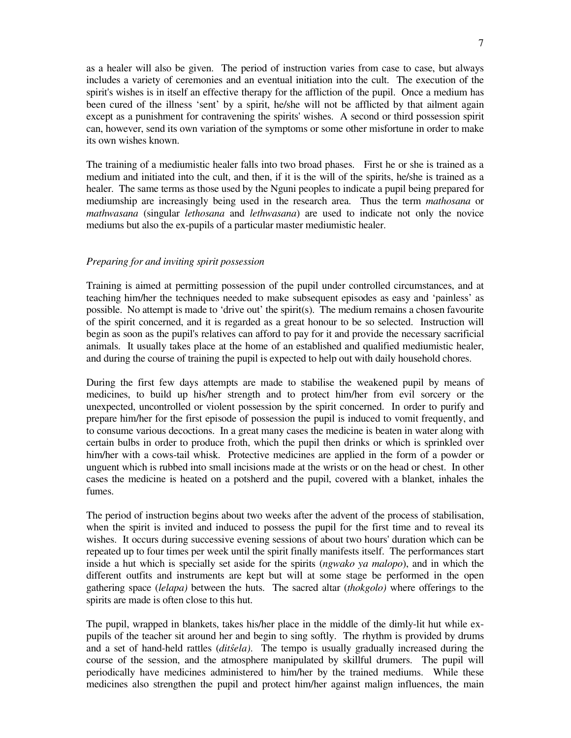as a healer will also be given. The period of instruction varies from case to case, but always includes a variety of ceremonies and an eventual initiation into the cult. The execution of the spirit's wishes is in itself an effective therapy for the affliction of the pupil. Once a medium has been cured of the illness 'sent' by a spirit, he/she will not be afflicted by that ailment again except as a punishment for contravening the spirits' wishes. A second or third possession spirit can, however, send its own variation of the symptoms or some other misfortune in order to make its own wishes known.

The training of a mediumistic healer falls into two broad phases. First he or she is trained as a medium and initiated into the cult, and then, if it is the will of the spirits, he/she is trained as a healer. The same terms as those used by the Nguni peoples to indicate a pupil being prepared for mediumship are increasingly being used in the research area. Thus the term *mathosana* or *mathwasana* (singular *lethosana* and *lethwasana*) are used to indicate not only the novice mediums but also the ex-pupils of a particular master mediumistic healer.

*Preparing for and inviting spirit possession*

Training is aimed at permitting possession of the pupil under controlled circumstances, and at teaching him/her the techniques needed to make subsequent episodes as easy and 'painless' as possible. No attempt is made to 'drive out' the spirit(s). The medium remains a chosen favourite of the spirit concerned, and it is regarded as a great honour to be so selected. Instruction will begin as soon as the pupil's relatives can afford to pay for it and provide the necessary sacrificial animals. It usually takes place at the home of an established and qualified mediumistic healer, and during the course of training the pupil is expected to help out with daily household chores.

During the first few days attempts are made to stabilise the weakened pupil by means of medicines, to build up his/her strength and to protect him/her from evil sorcery or the unexpected, uncontrolled or violent possession by the spirit concerned. In order to purify and prepare him/her for the first episode of possession the pupil is induced to vomit frequently, and to consume various decoctions. In a great many cases the medicine is beaten in water along with certain bulbs in order to produce froth, which the pupil then drinks or which is sprinkled over him/her with a cows-tail whisk. Protective medicines are applied in the form of a powder or unguent which is rubbed into small incisions made at the wrists or on the head or chest. In other cases the medicine is heated on a potsherd and the pupil, covered with a blanket, inhales the fumes.

The period of instruction begins about two weeks after the advent of the process of stabilisation, when the spirit is invited and induced to possess the pupil for the first time and to reveal its wishes. It occurs during successive evening sessions of about two hours' duration which can be repeated up to four times per week until the spirit finally manifests itself. The performances start inside a hut which is specially set aside for the spirits (*ngwako ya malopo*), and in which the different outfits and instruments are kept but will at some stage be performed in the open gathering space (*lelapa)* between the huts. The sacred altar (*thokgolo)* where offerings to the spirits are made is often close to this hut.

The pupil, wrapped in blankets, takes his/her place in the middle of the dimly-lit hut while ex-pupils of the teacher sit around her and begin to sing softly. The rhythm is provided by drums and a set of hand-held rattles (*ditŝela)*. The tempo is usually gradually increased during the course of the session, and the atmosphere manipulated by skillful drumers. The pupil will periodically have medicines administered to him/her by the trained mediums. While these medicines also strengthen the pupil and protect him/her against malign influences, the main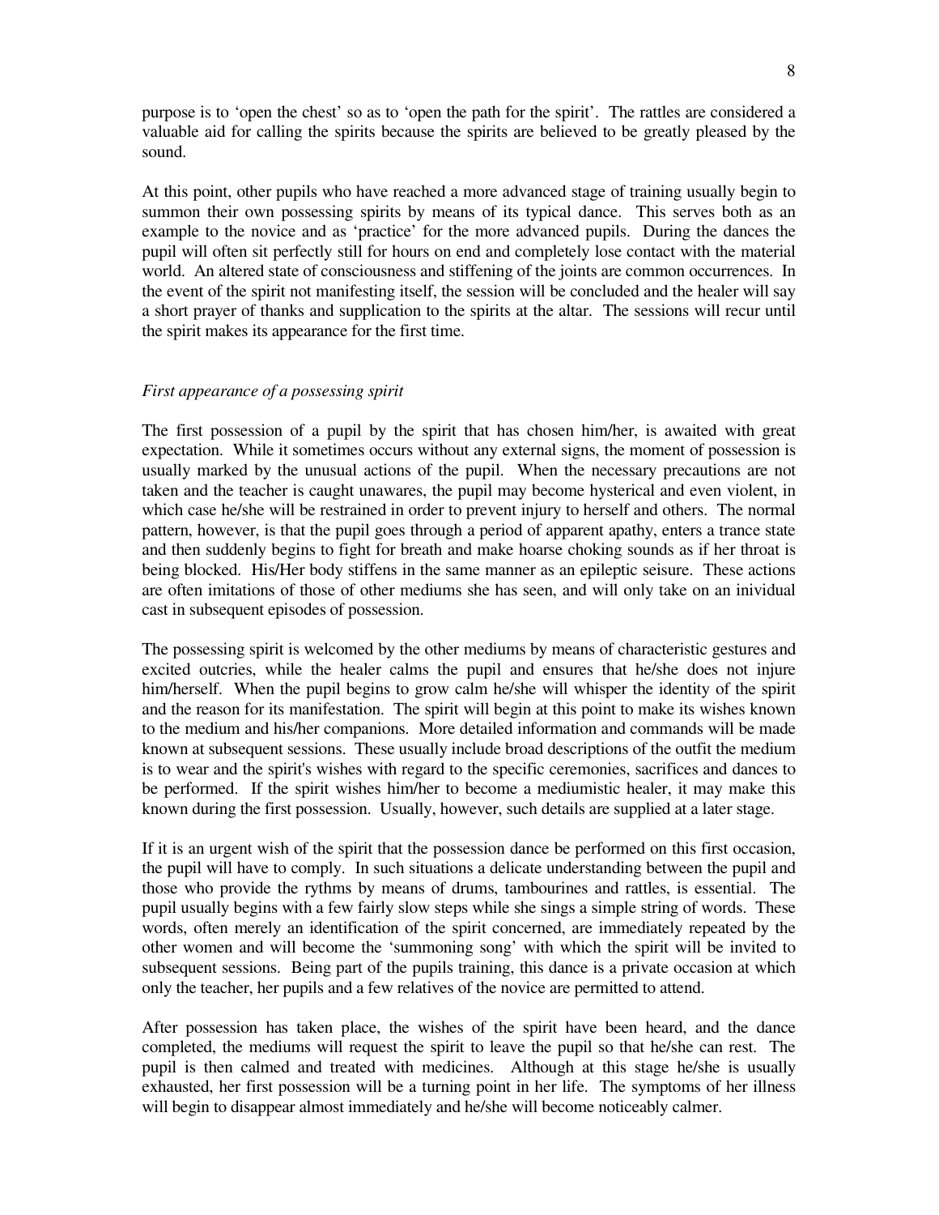purpose is to 'open the chest' so as to 'open the path for the spirit'. The rattles are considered a valuable aid for calling the spirits because the spirits are believed to be greatly pleased by the sound.

At this point, other pupils who have reached a more advanced stage of training usually begin to summon their own possessing spirits by means of its typical dance. This serves both as an example to the novice and as 'practice' for the more advanced pupils. During the dances the pupil will often sit perfectly still for hours on end and completely lose contact with the material world. An altered state of consciousness and stiffening of the joints are common occurrences. In the event of the spirit not manifesting itself, the session will be concluded and the healer will say a short prayer of thanks and supplication to the spirits at the altar. The sessions will recur until the spirit makes its appearance for the first time.

*First appearance of a possessing spirit*

The first possession of a pupil by the spirit that has chosen him/her, is awaited with great expectation. While it sometimes occurs without any external signs, the moment of possession is usually marked by the unusual actions of the pupil. When the necessary precautions are not taken and the teacher is caught unawares, the pupil may become hysterical and even violent, in which case he/she will be restrained in order to prevent injury to herself and others. The normal pattern, however, is that the pupil goes through a period of apparent apathy, enters a trance state and then suddenly begins to fight for breath and make hoarse choking sounds as if her throat is being blocked. His/Her body stiffens in the same manner as an epileptic seisure. These actions are often imitations of those of other mediums she has seen, and will only take on an inividual cast in subsequent episodes of possession.

The possessing spirit is welcomed by the other mediums by means of characteristic gestures and excited outcries, while the healer calms the pupil and ensures that he/she does not injure him/herself. When the pupil begins to grow calm he/she will whisper the identity of the spirit and the reason for its manifestation. The spirit will begin at this point to make its wishes known to the medium and his/her companions. More detailed information and commands will be made known at subsequent sessions. These usually include broad descriptions of the outfit the medium is to wear and the spirit's wishes with regard to the specific ceremonies, sacrifices and dances to be performed. If the spirit wishes him/her to become a mediumistic healer, it may make this known during the first possession. Usually, however, such details are supplied at a later stage.

If it is an urgent wish of the spirit that the possession dance be performed on this first occasion, the pupil will have to comply. In such situations a delicate understanding between the pupil and those who provide the rythms by means of drums, tambourines and rattles, is essential. The pupil usually begins with a few fairly slow steps while she sings a simple string of words. These words, often merely an identification of the spirit concerned, are immediately repeated by the other women and will become the 'summoning song' with which the spirit will be invited to subsequent sessions. Being part of the pupils training, this dance is a private occasion at which only the teacher, her pupils and a few relatives of the novice are permitted to attend.

After possession has taken place, the wishes of the spirit have been heard, and the dance completed, the mediums will request the spirit to leave the pupil so that he/she can rest. The pupil is then calmed and treated with medicines. Although at this stage he/she is usually exhausted, her first possession will be a turning point in her life. The symptoms of her illness will begin to disappear almost immediately and he/she will become noticeably calmer.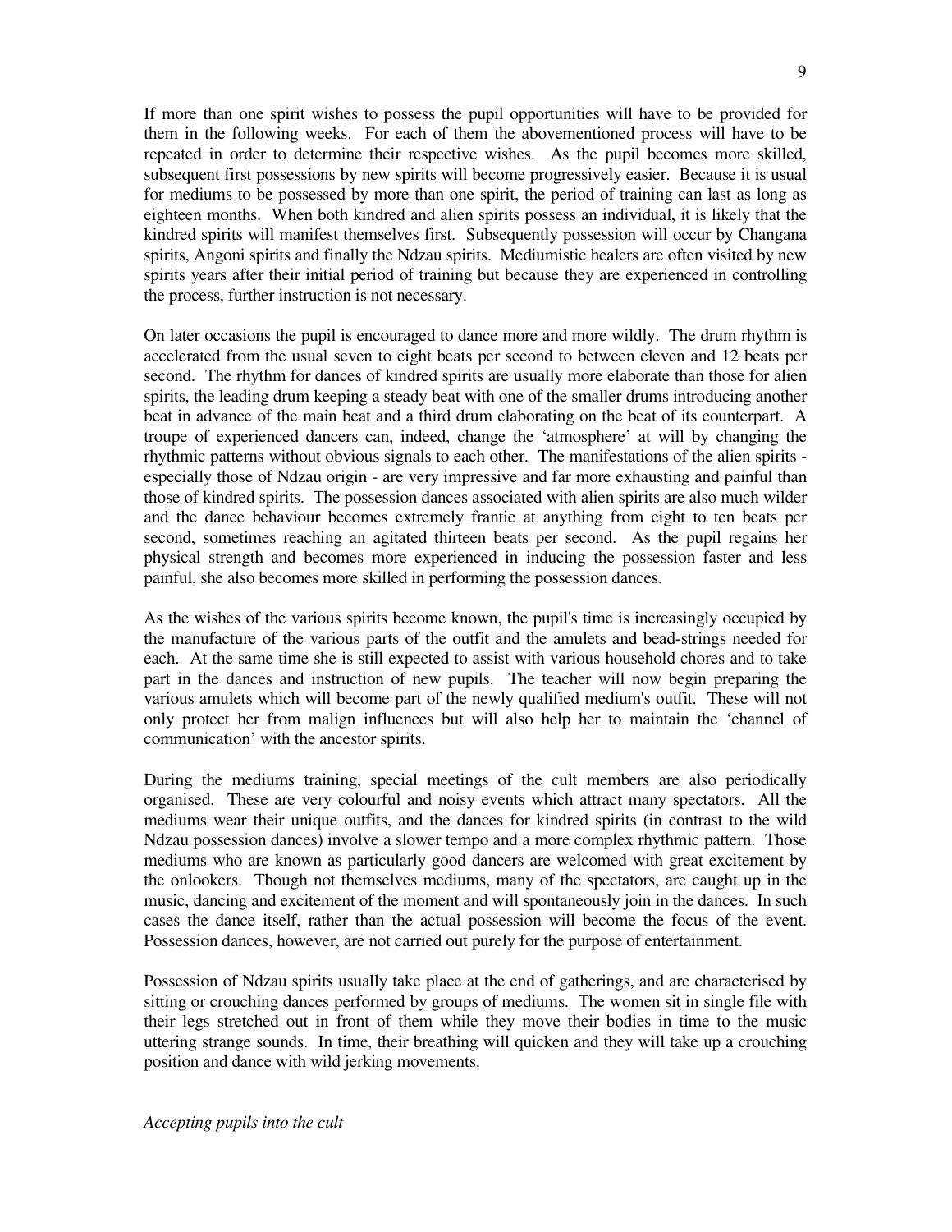If more than one spirit wishes to possess the pupil opportunities will have to be provided for them in the following weeks. For each of them the abovementioned process will have to be repeated in order to determine their respective wishes. As the pupil becomes more skilled, subsequent first possessions by new spirits will become progressively easier. Because it is usual for mediums to be possessed by more than one spirit, the period of training can last as long as eighteen months. When both kindred and alien spirits possess an individual, it is likely that the kindred spirits will manifest themselves first. Subsequently possession will occur by Changana spirits, Angoni spirits and finally the Ndzau spirits. Mediumistic healers are often visited by new spirits years after their initial period of training but because they are experienced in controlling the process, further instruction is not necessary.

On later occasions the pupil is encouraged to dance more and more wildly. The drum rhythm is accelerated from the usual seven to eight beats per second to between eleven and 12 beats per second. The rhythm for dances of kindred spirits are usually more elaborate than those for alien spirits, the leading drum keeping a steady beat with one of the smaller drums introducing another beat in advance of the main beat and a third drum elaborating on the beat of its counterpart. A troupe of experienced dancers can, indeed, change the 'atmosphere' at will by changing the rhythmic patterns without obvious signals to each other. The manifestations of the alien spirits - especially those of Ndzau origin - are very impressive and far more exhausting and painful than those of kindred spirits. The possession dances associated with alien spirits are also much wilder and the dance behaviour becomes extremely frantic at anything from eight to ten beats per second, sometimes reaching an agitated thirteen beats per second. As the pupil regains her physical strength and becomes more experienced in inducing the possession faster and less painful, she also becomes more skilled in performing the possession dances.

As the wishes of the various spirits become known, the pupil's time is increasingly occupied by the manufacture of the various parts of the outfit and the amulets and bead-strings needed for each. At the same time she is still expected to assist with various household chores and to take part in the dances and instruction of new pupils. The teacher will now begin preparing the various amulets which will become part of the newly qualified medium's outfit. These will not only protect her from malign influences but will also help her to maintain the 'channel of communication' with the ancestor spirits.

During the mediums training, special meetings of the cult members are also periodically organised. These are very colourful and noisy events which attract many spectators. All the mediums wear their unique outfits, and the dances for kindred spirits (in contrast to the wild Ndzau possession dances) involve a slower tempo and a more complex rhythmic pattern. Those mediums who are known as particularly good dancers are welcomed with great excitement by the onlookers. Though not themselves mediums, many of the spectators, are caught up in the music, dancing and excitement of the moment and will spontaneously join in the dances. In such cases the dance itself, rather than the actual possession will become the focus of the event. Possession dances, however, are not carried out purely for the purpose of entertainment.

Possession of Ndzau spirits usually take place at the end of gatherings, and are characterised by sitting or crouching dances performed by groups of mediums. The women sit in single file with their legs stretched out in front of them while they move their bodies in time to the music uttering strange sounds. In time, their breathing will quicken and they will take up a crouching position and dance with wild jerking movements.

*Accepting pupils into the cult*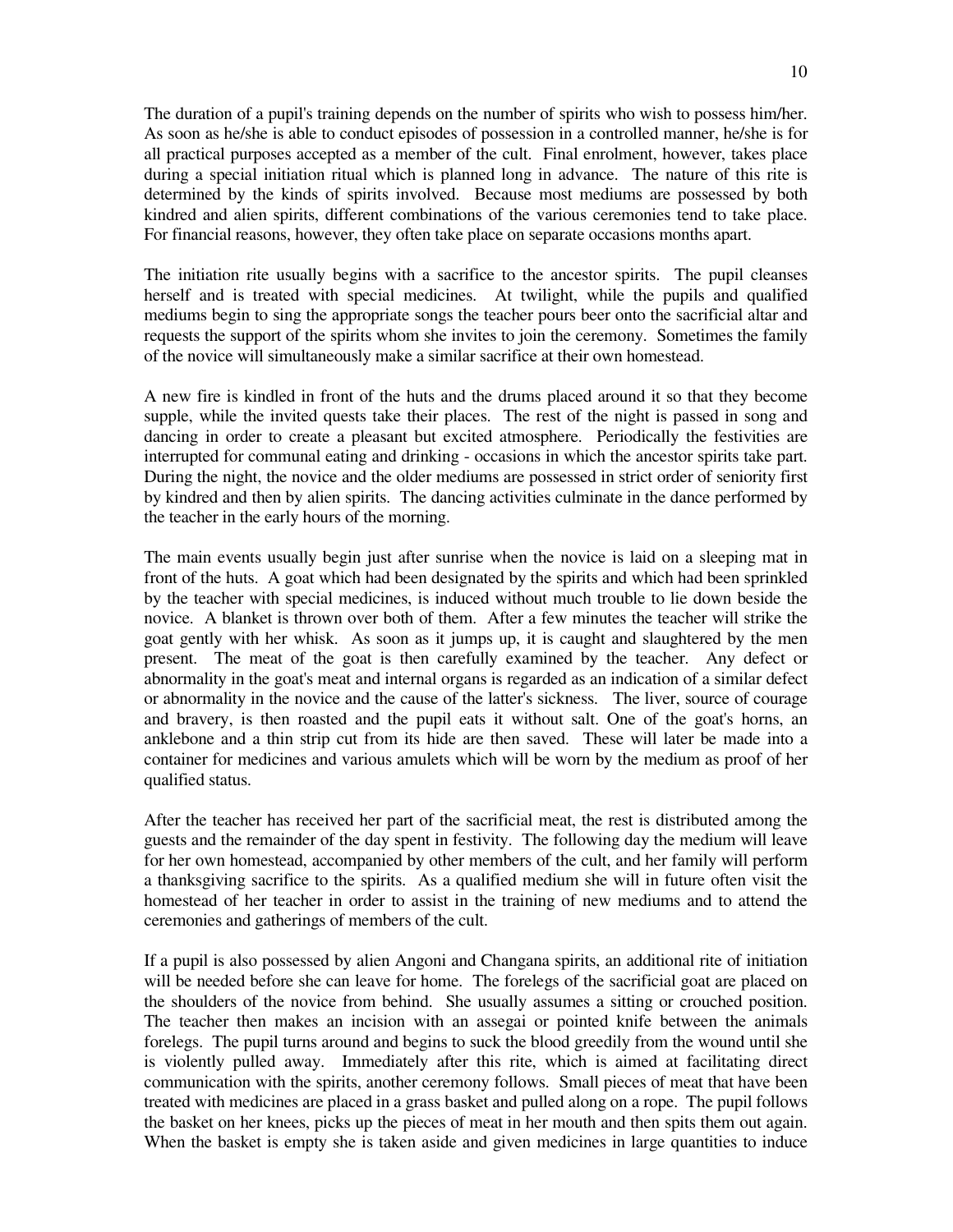The duration of a pupil's training depends on the number of spirits who wish to possess him/her. As soon as he/she is able to conduct episodes of possession in a controlled manner, he/she is for all practical purposes accepted as a member of the cult. Final enrolment, however, takes place during a special initiation ritual which is planned long in advance. The nature of this rite is determined by the kinds of spirits involved. Because most mediums are possessed by both kindred and alien spirits, different combinations of the various ceremonies tend to take place. For financial reasons, however, they often take place on separate occasions months apart.

The initiation rite usually begins with a sacrifice to the ancestor spirits. The pupil cleanses herself and is treated with special medicines. At twilight, while the pupils and qualified mediums begin to sing the appropriate songs the teacher pours beer onto the sacrificial altar and requests the support of the spirits whom she invites to join the ceremony. Sometimes the family of the novice will simultaneously make a similar sacrifice at their own homestead.

A new fire is kindled in front of the huts and the drums placed around it so that they become supple, while the invited quests take their places. The rest of the night is passed in song and dancing in order to create a pleasant but excited atmosphere. Periodically the festivities are interrupted for communal eating and drinking - occasions in which the ancestor spirits take part. During the night, the novice and the older mediums are possessed in strict order of seniority first by kindred and then by alien spirits. The dancing activities culminate in the dance performed by the teacher in the early hours of the morning.

The main events usually begin just after sunrise when the novice is laid on a sleeping mat in front of the huts. A goat which had been designated by the spirits and which had been sprinkled by the teacher with special medicines, is induced without much trouble to lie down beside the novice. A blanket is thrown over both of them. After a few minutes the teacher will strike the goat gently with her whisk. As soon as it jumps up, it is caught and slaughtered by the men present. The meat of the goat is then carefully examined by the teacher. Any defect or abnormality in the goat's meat and internal organs is regarded as an indication of a similar defect or abnormality in the novice and the cause of the latter's sickness. The liver, source of courage and bravery, is then roasted and the pupil eats it without salt. One of the goat's horns, an anklebone and a thin strip cut from its hide are then saved. These will later be made into a container for medicines and various amulets which will be worn by the medium as proof of her qualified status.

After the teacher has received her part of the sacrificial meat, the rest is distributed among the guests and the remainder of the day spent in festivity. The following day the medium will leave for her own homestead, accompanied by other members of the cult, and her family will perform a thanksgiving sacrifice to the spirits. As a qualified medium she will in future often visit the homestead of her teacher in order to assist in the training of new mediums and to attend the ceremonies and gatherings of members of the cult.

If a pupil is also possessed by alien Angoni and Changana spirits, an additional rite of initiation will be needed before she can leave for home. The forelegs of the sacrificial goat are placed on the shoulders of the novice from behind. She usually assumes a sitting or crouched position. The teacher then makes an incision with an assegai or pointed knife between the animals forelegs. The pupil turns around and begins to suck the blood greedily from the wound until she is violently pulled away. Immediately after this rite, which is aimed at facilitating direct communication with the spirits, another ceremony follows. Small pieces of meat that have been treated with medicines are placed in a grass basket and pulled along on a rope. The pupil follows the basket on her knees, picks up the pieces of meat in her mouth and then spits them out again. When the basket is empty she is taken aside and given medicines in large quantities to induce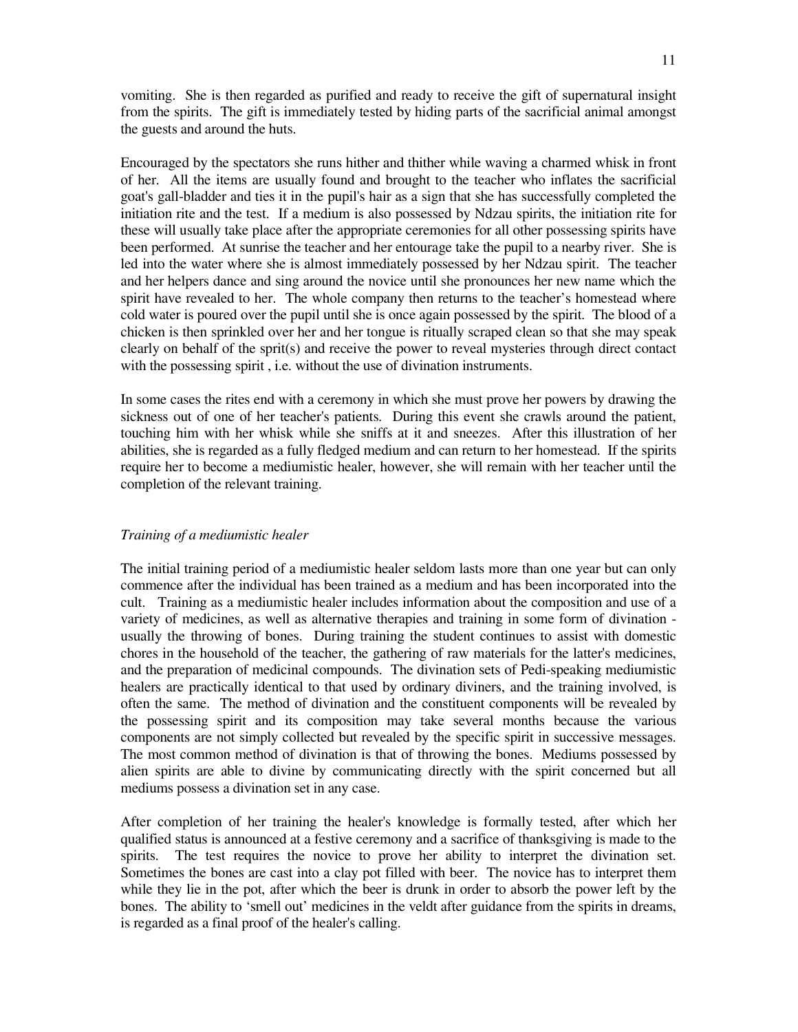vomiting. She is then regarded as purified and ready to receive the gift of supernatural insight from the spirits. The gift is immediately tested by hiding parts of the sacrificial animal amongst the guests and around the huts.

Encouraged by the spectators she runs hither and thither while waving a charmed whisk in front of her. All the items are usually found and brought to the teacher who inflates the sacrificial goat's gall-bladder and ties it in the pupil's hair as a sign that she has successfully completed the initiation rite and the test. If a medium is also possessed by Ndzau spirits, the initiation rite for these will usually take place after the appropriate ceremonies for all other possessing spirits have been performed. At sunrise the teacher and her entourage take the pupil to a nearby river. She is led into the water where she is almost immediately possessed by her Ndzau spirit. The teacher and her helpers dance and sing around the novice until she pronounces her new name which the spirit have revealed to her. The whole company then returns to the teacher's homestead where cold water is poured over the pupil until she is once again possessed by the spirit. The blood of a chicken is then sprinkled over her and her tongue is ritually scraped clean so that she may speak clearly on behalf of the sprit(s) and receive the power to reveal mysteries through direct contact with the possessing spirit , i.e. without the use of divination instruments.

In some cases the rites end with a ceremony in which she must prove her powers by drawing the sickness out of one of her teacher's patients. During this event she crawls around the patient, touching him with her whisk while she sniffs at it and sneezes. After this illustration of her abilities, she is regarded as a fully fledged medium and can return to her homestead. If the spirits require her to become a mediumistic healer, however, she will remain with her teacher until the completion of the relevant training.

*Training of a mediumistic healer*

The initial training period of a mediumistic healer seldom lasts more than one year but can only commence after the individual has been trained as a medium and has been incorporated into the cult. Training as a mediumistic healer includes information about the composition and use of a variety of medicines, as well as alternative therapies and training in some form of divination - usually the throwing of bones. During training the student continues to assist with domestic chores in the household of the teacher, the gathering of raw materials for the latter's medicines, and the preparation of medicinal compounds. The divination sets of Pedi-speaking mediumistic healers are practically identical to that used by ordinary diviners, and the training involved, is often the same. The method of divination and the constituent components will be revealed by the possessing spirit and its composition may take several months because the various components are not simply collected but revealed by the specific spirit in successive messages. The most common method of divination is that of throwing the bones. Mediums possessed by alien spirits are able to divine by communicating directly with the spirit concerned but all mediums possess a divination set in any case.

After completion of her training the healer's knowledge is formally tested, after which her qualified status is announced at a festive ceremony and a sacrifice of thanksgiving is made to the spirits. The test requires the novice to prove her ability to interpret the divination set. Sometimes the bones are cast into a clay pot filled with beer. The novice has to interpret them while they lie in the pot, after which the beer is drunk in order to absorb the power left by the bones. The ability to 'smell out' medicines in the veldt after guidance from the spirits in dreams, is regarded as a final proof of the healer's calling.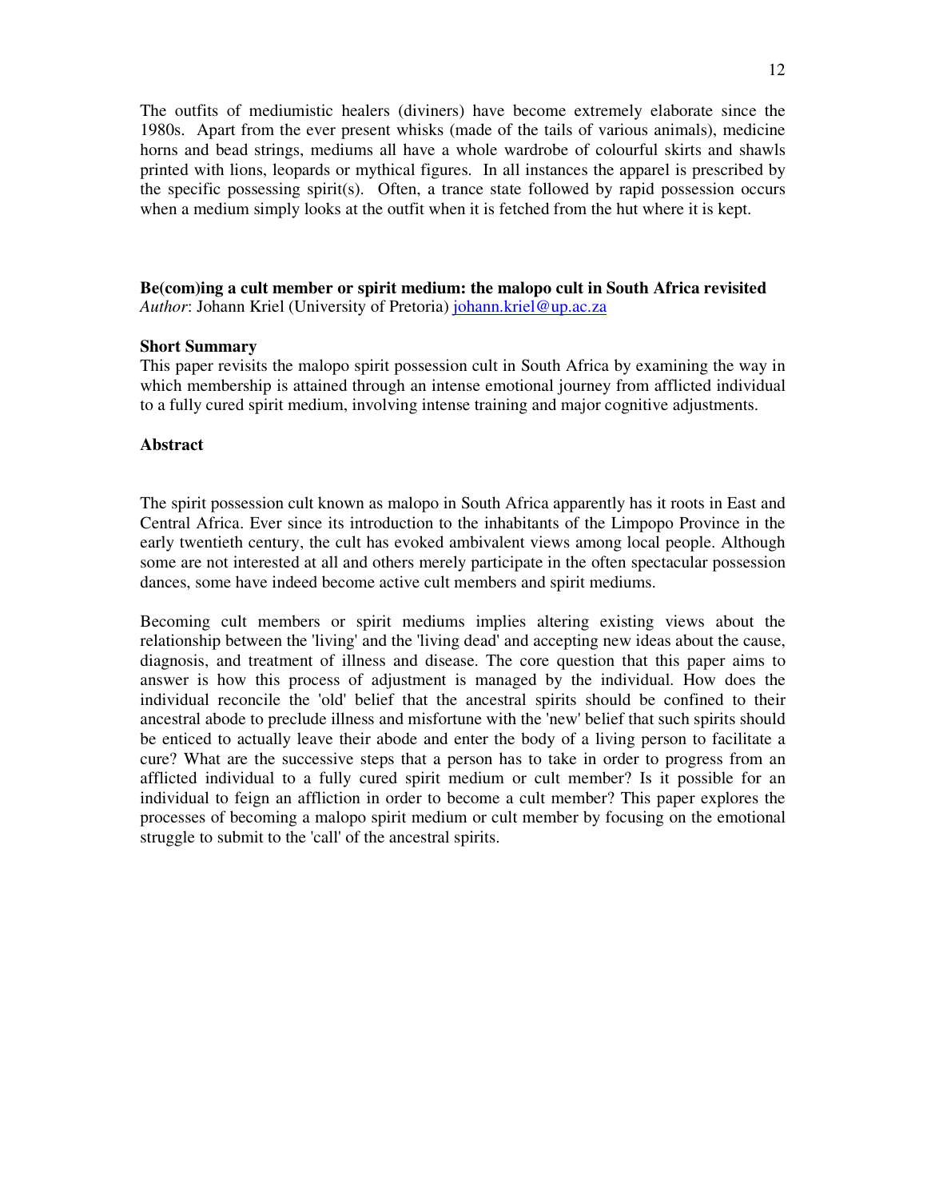The outfits of mediumistic healers (diviners) have become extremely elaborate since the 1980s. Apart from the ever present whisks (made of the tails of various animals), medicine horns and bead strings, mediums all have a whole wardrobe of colourful skirts and shawls printed with lions, leopards or mythical figures. In all instances the apparel is prescribed by the specific possessing spirit(s). Often, a trance state followed by rapid possession occurs when a medium simply looks at the outfit when it is fetched from the hut where it is kept.

**Be(com)ing a cult member or spirit medium: the malopo cult in South Africa revisited**
*Author*: Johann Kriel (University of Pretoria) johann.kriel@up.ac.za

**Short Summary**

This paper revisits the malopo spirit possession cult in South Africa by examining the way in which membership is attained through an intense emotional journey from afflicted individual to a fully cured spirit medium, involving intense training and major cognitive adjustments.

**Abstract**

The spirit possession cult known as malopo in South Africa apparently has it roots in East and Central Africa. Ever since its introduction to the inhabitants of the Limpopo Province in the early twentieth century, the cult has evoked ambivalent views among local people. Although some are not interested at all and others merely participate in the often spectacular possession dances, some have indeed become active cult members and spirit mediums.

Becoming cult members or spirit mediums implies altering existing views about the relationship between the 'living' and the 'living dead' and accepting new ideas about the cause, diagnosis, and treatment of illness and disease. The core question that this paper aims to answer is how this process of adjustment is managed by the individual. How does the individual reconcile the 'old' belief that the ancestral spirits should be confined to their ancestral abode to preclude illness and misfortune with the 'new' belief that such spirits should be enticed to actually leave their abode and enter the body of a living person to facilitate a cure? What are the successive steps that a person has to take in order to progress from an afflicted individual to a fully cured spirit medium or cult member? Is it possible for an individual to feign an affliction in order to become a cult member? This paper explores the processes of becoming a malopo spirit medium or cult member by focusing on the emotional struggle to submit to the 'call' of the ancestral spirits.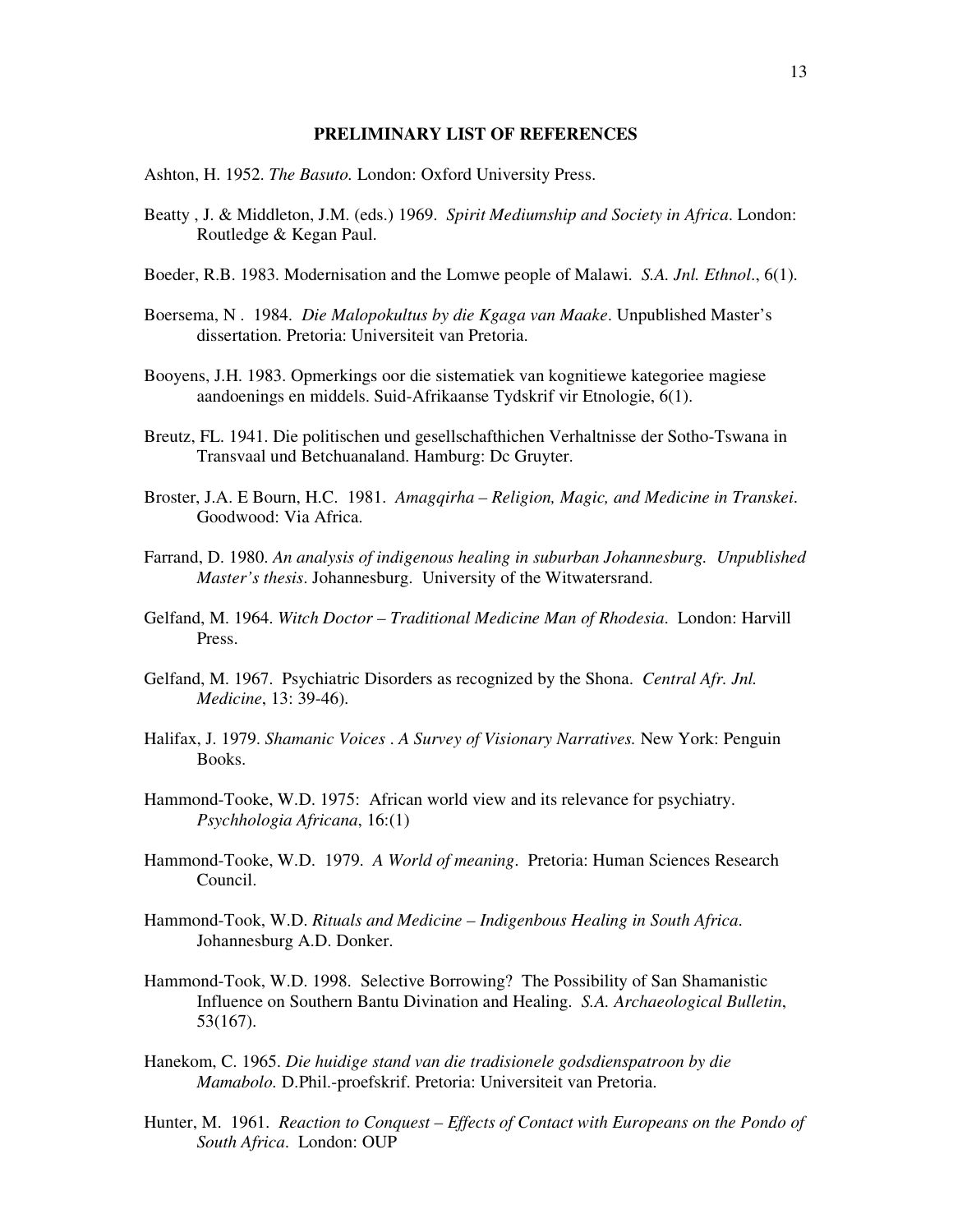## PRELIMINARY LIST OF REFERENCES

Ashton, H. 1952. *The Basuto.* London: Oxford University Press.

Beatty , J. & Middleton, J.M. (eds.) 1969. *Spirit Mediumship and Society in Africa*. London: Routledge & Kegan Paul.

Boeder, R.B. 1983. Modernisation and the Lomwe people of Malawi. *S.A. Jnl. Ethnol*., 6(1).

Boersema, N . 1984. *Die Malopokultus by die Kgaga van Maake*. Unpublished Master's dissertation. Pretoria: Universiteit van Pretoria.

Booyens, J.H. 1983. Opmerkings oor die sistematiek van kognitiewe kategoriee magiese aandoenings en middels. Suid-Afrikaanse Tydskrif vir Etnologie, 6(1).

Breutz, FL. 1941. Die politischen und gesellschafthichen Verhaltnisse der Sotho-Tswana in Transvaal und Betchuanaland. Hamburg: Dc Gruyter.

Broster, J.A. E Bourn, H.C. 1981. *Amagqirha – Religion, Magic, and Medicine in Transkei*. Goodwood: Via Africa.

Farrand, D. 1980. *An analysis of indigenous healing in suburban Johannesburg. Unpublished Master's thesis*. Johannesburg. University of the Witwatersrand.

Gelfand, M. 1964. *Witch Doctor – Traditional Medicine Man of Rhodesia*. London: Harvill Press.

Gelfand, M. 1967. Psychiatric Disorders as recognized by the Shona. *Central Afr. Jnl. Medicine*, 13: 39-46).

Halifax, J. 1979. *Shamanic Voices . A Survey of Visionary Narratives.* New York: Penguin Books.

Hammond-Tooke, W.D. 1975: African world view and its relevance for psychiatry. *Psychhologia Africana*, 16:(1)

Hammond-Tooke, W.D. 1979. *A World of meaning*. Pretoria: Human Sciences Research Council.

Hammond-Took, W.D. *Rituals and Medicine – Indigenbous Healing in South Africa*. Johannesburg A.D. Donker.

Hammond-Took, W.D. 1998. Selective Borrowing? The Possibility of San Shamanistic Influence on Southern Bantu Divination and Healing. *S.A. Archaeological Bulletin*, 53(167).

Hanekom, C. 1965. *Die huidige stand van die tradisionele godsdienspatroon by die Mamabolo.* D.Phil.-proefskrif. Pretoria: Universiteit van Pretoria.

Hunter, M. 1961. *Reaction to Conquest – Effects of Contact with Europeans on the Pondo of South Africa*. London: OUP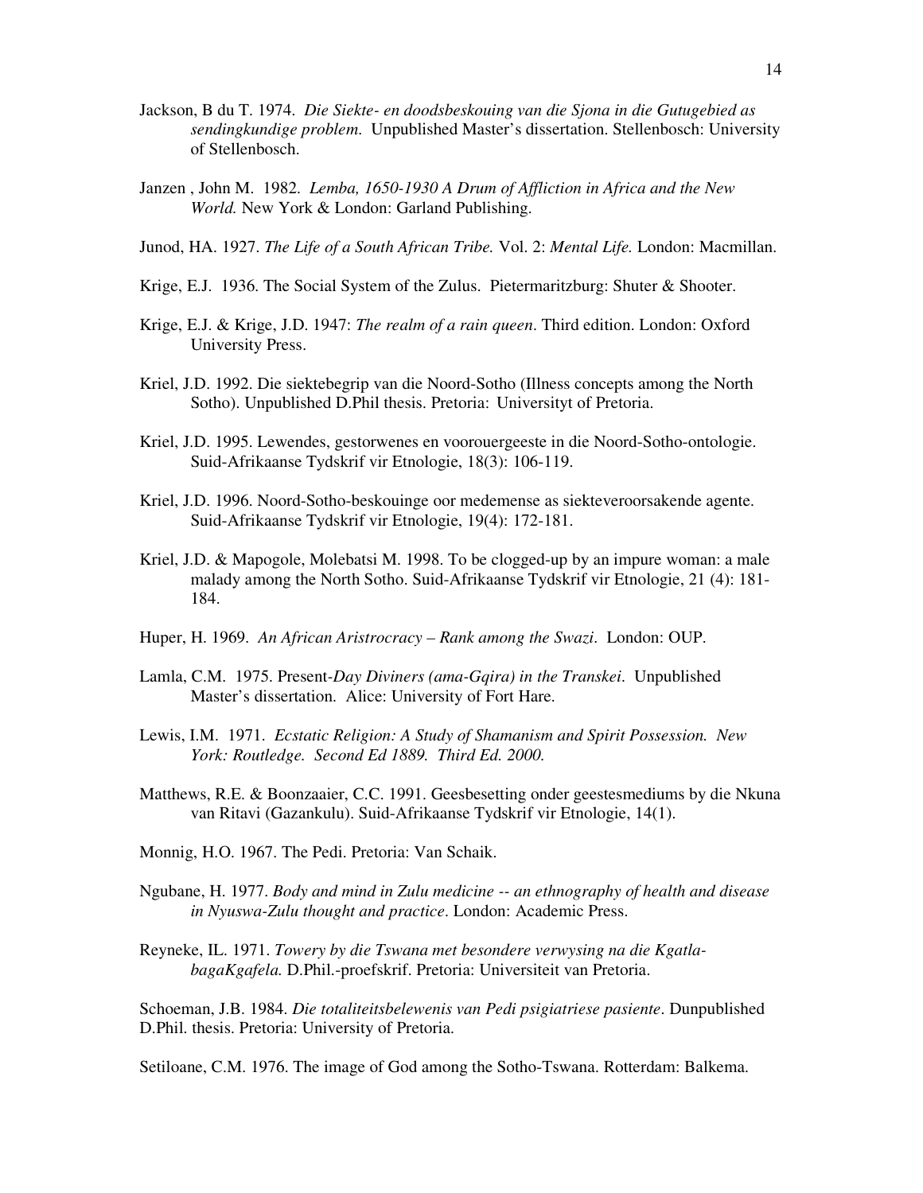Jackson, B du T. 1974. *Die Siekte- en doodsbeskouing van die Sjona in die Gutugebied as sendingkundige problem.* Unpublished Master's dissertation. Stellenbosch: University of Stellenbosch.

Janzen , John M. 1982. *Lemba, 1650-1930 A Drum of Affliction in Africa and the New World.* New York & London: Garland Publishing.

Junod, HA. 1927. *The Life of a South African Tribe.* Vol. 2: *Mental Life.* London: Macmillan.

Krige, E.J. 1936. The Social System of the Zulus. Pietermaritzburg: Shuter & Shooter.

Krige, E.J. & Krige, J.D. 1947: *The realm of a rain queen*. Third edition. London: Oxford University Press.

Kriel, J.D. 1992. Die siektebegrip van die Noord-Sotho (Illness concepts among the North Sotho). Unpublished D.Phil thesis. Pretoria: Universityt of Pretoria.

Kriel, J.D. 1995. Lewendes, gestorwenes en voorouergeeste in die Noord-Sotho-ontologie. Suid-Afrikaanse Tydskrif vir Etnologie, 18(3): 106-119.

Kriel, J.D. 1996. Noord-Sotho-beskouinge oor medemense as siekteveroorsakende agente. Suid-Afrikaanse Tydskrif vir Etnologie, 19(4): 172-181.

Kriel, J.D. & Mapogole, Molebatsi M. 1998. To be clogged-up by an impure woman: a male malady among the North Sotho. Suid-Afrikaanse Tydskrif vir Etnologie, 21 (4): 181-184.

Huper, H. 1969. *An African Aristrocracy – Rank among the Swazi*. London: OUP.

Lamla, C.M. 1975. Present-*Day Diviners (ama-Gqira) in the Transkei*. Unpublished Master's dissertation. Alice: University of Fort Hare.

Lewis, I.M. 1971. *Ecstatic Religion: A Study of Shamanism and Spirit Possession. New York: Routledge. Second Ed 1889. Third Ed. 2000.*

Matthews, R.E. & Boonzaaier, C.C. 1991. Geesbesetting onder geestesmediums by die Nkuna van Ritavi (Gazankulu). Suid-Afrikaanse Tydskrif vir Etnologie, 14(1).

Monnig, H.O. 1967. The Pedi. Pretoria: Van Schaik.

Ngubane, H. 1977. *Body and mind in Zulu medicine -- an ethnography of health and disease in Nyuswa-Zulu thought and practice*. London: Academic Press.

Reyneke, IL. 1971. *Towery by die Tswana met besondere verwysing na die Kgatla-bagaKgafela.* D.Phil.-proefskrif. Pretoria: Universiteit van Pretoria.

Schoeman, J.B. 1984. *Die totaliteitsbelewenis van Pedi psigiatriese pasiente*. Dunpublished D.Phil. thesis. Pretoria: University of Pretoria.

Setiloane, C.M. 1976. The image of God among the Sotho-Tswana. Rotterdam: Balkema.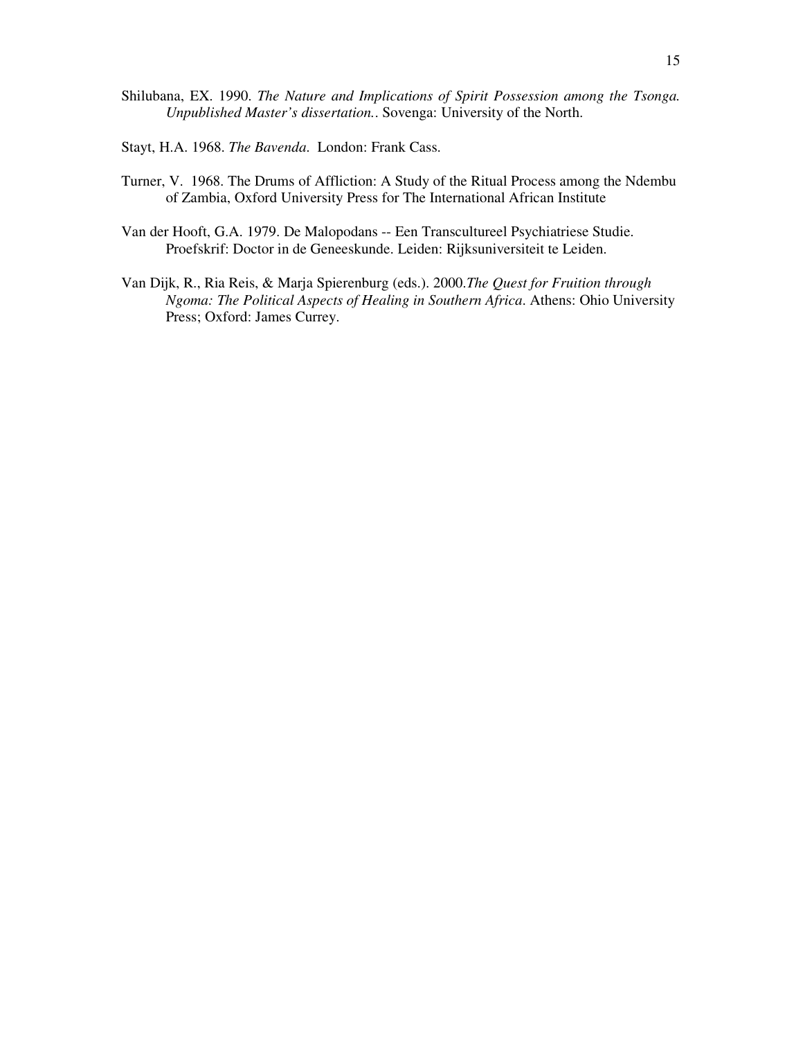Shilubana, EX. 1990. *The Nature and Implications of Spirit Possession among the Tsonga. Unpublished Master's dissertation.*. Sovenga: University of the North.

Stayt, H.A. 1968. *The Bavenda.* London: Frank Cass.

Turner, V. 1968. The Drums of Affliction: A Study of the Ritual Process among the Ndembu of Zambia, Oxford University Press for The International African Institute

Van der Hooft, G.A. 1979. De Malopodans -- Een Transcultureel Psychiatriese Studie. Proefskrif: Doctor in de Geneeskunde. Leiden: Rijksuniversiteit te Leiden.

Van Dijk, R., Ria Reis, & Marja Spierenburg (eds.). 2000.*The Quest for Fruition through Ngoma: The Political Aspects of Healing in Southern Africa.* Athens: Ohio University Press; Oxford: James Currey.